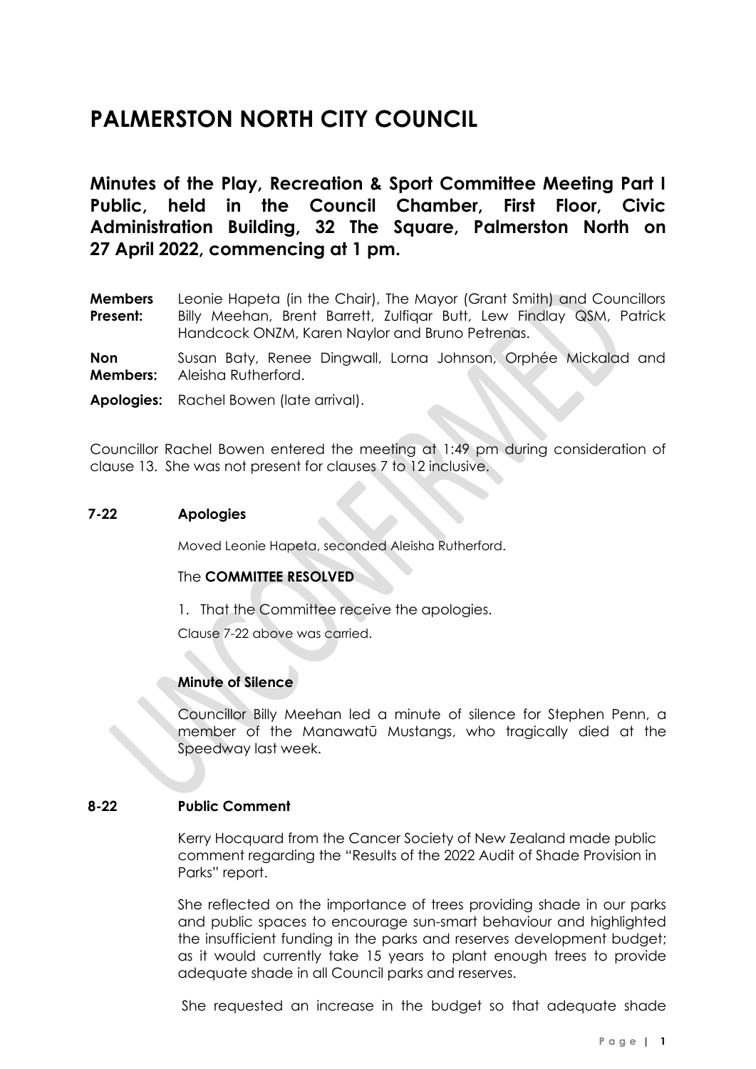# PALMERSTON NORTH CITY COUNCIL

## Minutes of the Play, Recreation & Sport Committee Meeting Part I Public, held in the Council Chamber, First Floor, Civic Administration Building, 32 The Square, Palmerston North on 27 April 2022, commencing at 1 pm.

**Members Present:** Leonie Hapeta (in the Chair), The Mayor (Grant Smith) and Councillors Billy Meehan, Brent Barrett, Zulfiqar Butt, Lew Findlay QSM, Patrick Handcock ONZM, Karen Naylor and Bruno Petrenas.

**Non Members:** Susan Baty, Renee Dingwall, Lorna Johnson, Orphée Mickalad and Aleisha Rutherford.

**Apologies:** Rachel Bowen (late arrival).

Councillor Rachel Bowen entered the meeting at 1:49 pm during consideration of clause 13. She was not present for clauses 7 to 12 inclusive.

**7-22 Apologies**

Moved Leonie Hapeta, seconded Aleisha Rutherford.

The **COMMITTEE RESOLVED**

1. That the Committee receive the apologies.

Clause 7-22 above was carried.

**Minute of Silence**

Councillor Billy Meehan led a minute of silence for Stephen Penn, a member of the Manawatū Mustangs, who tragically died at the Speedway last week.

**8-22 Public Comment**

Kerry Hocquard from the Cancer Society of New Zealand made public comment regarding the "Results of the 2022 Audit of Shade Provision in Parks" report.

She reflected on the importance of trees providing shade in our parks and public spaces to encourage sun-smart behaviour and highlighted the insufficient funding in the parks and reserves development budget; as it would currently take 15 years to plant enough trees to provide adequate shade in all Council parks and reserves.

She requested an increase in the budget so that adequate shade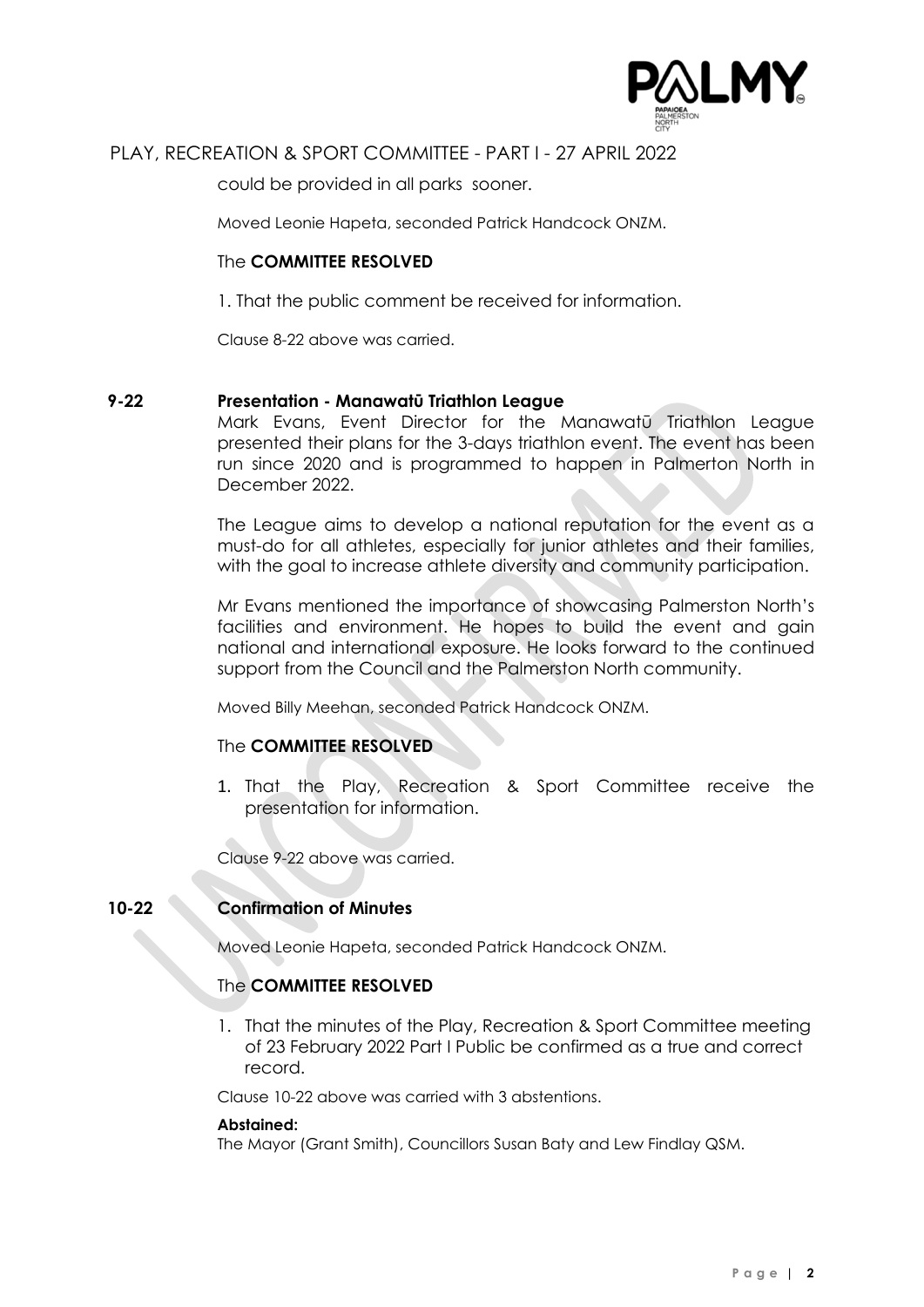could be provided in all parks sooner.

Moved Leonie Hapeta, seconded Patrick Handcock ONZM.

The **COMMITTEE RESOLVED**

1. That the public comment be received for information.

Clause 8-22 above was carried.

## 9-22 Presentation - Manawatū Triathlon League

Mark Evans, Event Director for the Manawatū Triathlon League presented their plans for the 3-days triathlon event. The event has been run since 2020 and is programmed to happen in Palmerton North in December 2022.

The League aims to develop a national reputation for the event as a must-do for all athletes, especially for junior athletes and their families, with the goal to increase athlete diversity and community participation.

Mr Evans mentioned the importance of showcasing Palmerston North's facilities and environment. He hopes to build the event and gain national and international exposure. He looks forward to the continued support from the Council and the Palmerston North community.

Moved Billy Meehan, seconded Patrick Handcock ONZM.

The **COMMITTEE RESOLVED**

1. That the Play, Recreation & Sport Committee receive the presentation for information.

Clause 9-22 above was carried.

## 10-22 Confirmation of Minutes

Moved Leonie Hapeta, seconded Patrick Handcock ONZM.

The **COMMITTEE RESOLVED**

1. That the minutes of the Play, Recreation & Sport Committee meeting of 23 February 2022 Part I Public be confirmed as a true and correct record.

Clause 10-22 above was carried with 3 abstentions.

**Abstained:**
The Mayor (Grant Smith), Councillors Susan Baty and Lew Findlay QSM.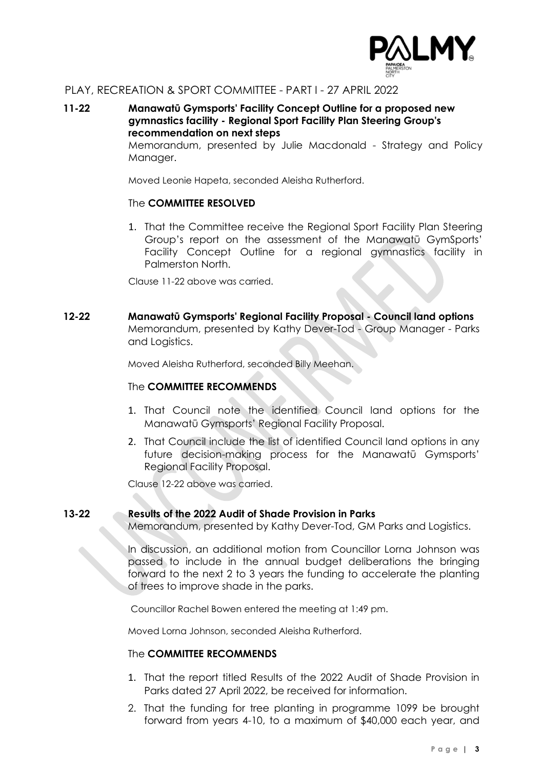PLAY, RECREATION & SPORT COMMITTEE - PART I - 27 APRIL 2022

**11-22 Manawatū Gymsports' Facility Concept Outline for a proposed new gymnastics facility - Regional Sport Facility Plan Steering Group's recommendation on next steps**

Memorandum, presented by Julie Macdonald - Strategy and Policy Manager.

Moved Leonie Hapeta, seconded Aleisha Rutherford.

The **COMMITTEE RESOLVED**

1. That the Committee receive the Regional Sport Facility Plan Steering Group's report on the assessment of the Manawatū GymSports' Facility Concept Outline for a regional gymnastics facility in Palmerston North.

Clause 11-22 above was carried.

**12-22 Manawatū Gymsports' Regional Facility Proposal - Council land options**

Memorandum, presented by Kathy Dever-Tod - Group Manager - Parks and Logistics.

Moved Aleisha Rutherford, seconded Billy Meehan.

The **COMMITTEE RECOMMENDS**

1. That Council note the identified Council land options for the Manawatū Gymsports' Regional Facility Proposal.
2. That Council include the list of identified Council land options in any future decision-making process for the Manawatū Gymsports' Regional Facility Proposal.

Clause 12-22 above was carried.

**13-22 Results of the 2022 Audit of Shade Provision in Parks**

Memorandum, presented by Kathy Dever-Tod, GM Parks and Logistics.

In discussion, an additional motion from Councillor Lorna Johnson was passed to include in the annual budget deliberations the bringing forward to the next 2 to 3 years the funding to accelerate the planting of trees to improve shade in the parks.

Councillor Rachel Bowen entered the meeting at 1:49 pm.

Moved Lorna Johnson, seconded Aleisha Rutherford.

The **COMMITTEE RECOMMENDS**

1. That the report titled Results of the 2022 Audit of Shade Provision in Parks dated 27 April 2022, be received for information.
2. That the funding for tree planting in programme 1099 be brought forward from years 4-10, to a maximum of $40,000 each year, and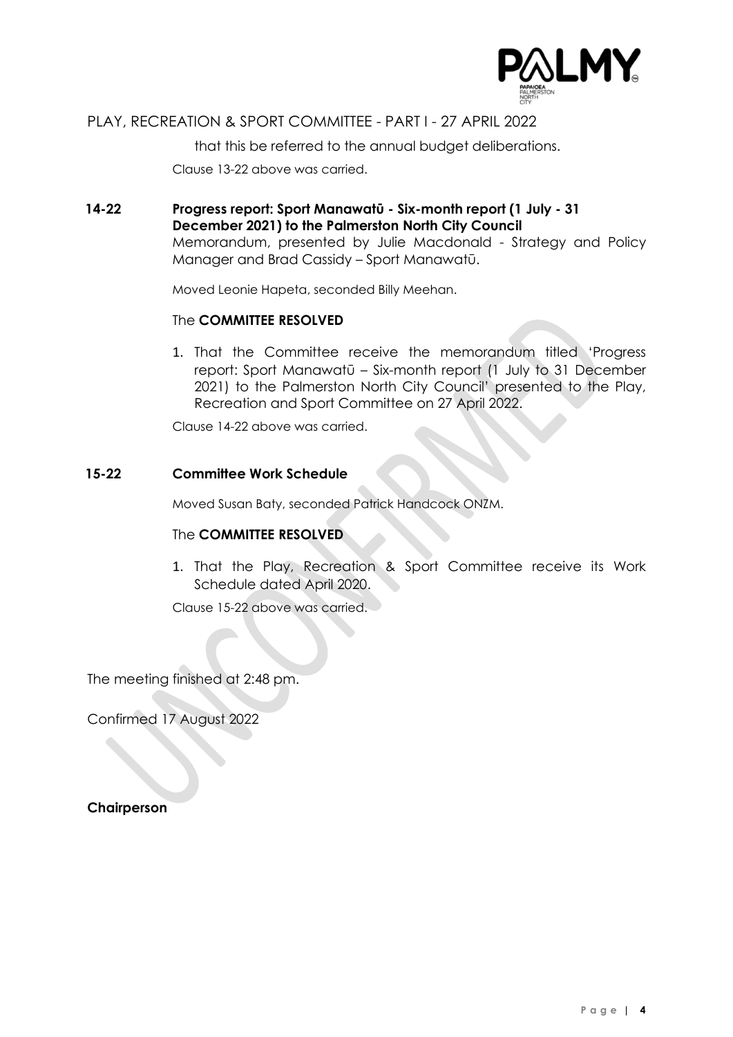that this be referred to the annual budget deliberations.

Clause 13-22 above was carried.

**14-22 Progress report: Sport Manawatū - Six-month report (1 July - 31 December 2021) to the Palmerston North City Council**

Memorandum, presented by Julie Macdonald - Strategy and Policy Manager and Brad Cassidy – Sport Manawatū.

Moved Leonie Hapeta, seconded Billy Meehan.

The **COMMITTEE RESOLVED**

1. That the Committee receive the memorandum titled 'Progress report: Sport Manawatū – Six-month report (1 July to 31 December 2021) to the Palmerston North City Council' presented to the Play, Recreation and Sport Committee on 27 April 2022.

Clause 14-22 above was carried.

**15-22 Committee Work Schedule**

Moved Susan Baty, seconded Patrick Handcock ONZM.

The **COMMITTEE RESOLVED**

1. That the Play, Recreation & Sport Committee receive its Work Schedule dated April 2020.

Clause 15-22 above was carried.

The meeting finished at 2:48 pm.

Confirmed 17 August 2022

**Chairperson**